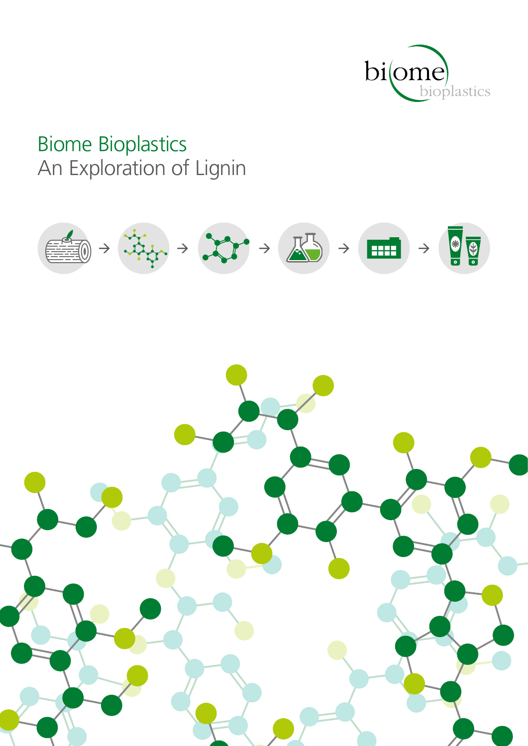# Biome Bioplastics

## An Exploration of Lignin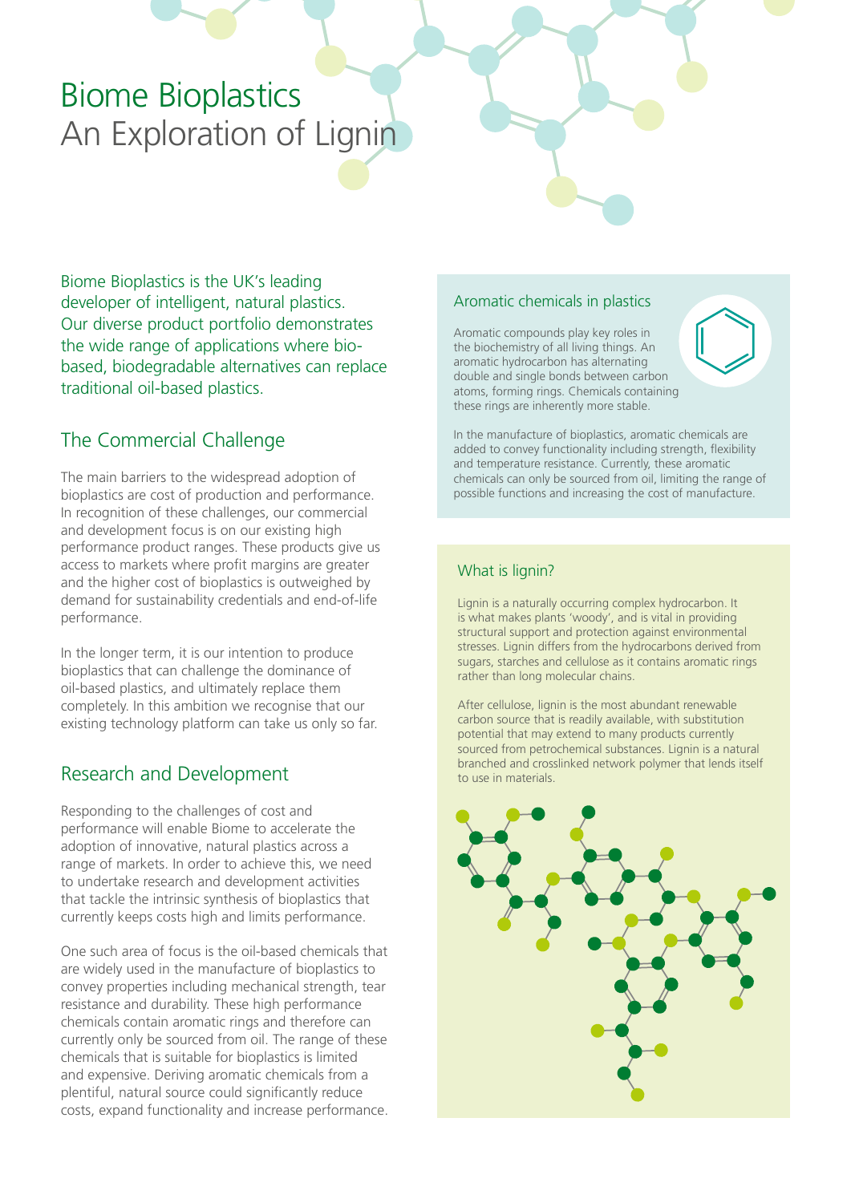# Biome Bioplastics
An Exploration of Lignin

Biome Bioplastics is the UK's leading developer of intelligent, natural plastics. Our diverse product portfolio demonstrates the wide range of applications where bio-based, biodegradable alternatives can replace traditional oil-based plastics.

## The Commercial Challenge

The main barriers to the widespread adoption of bioplastics are cost of production and performance. In recognition of these challenges, our commercial and development focus is on our existing high performance product ranges. These products give us access to markets where profit margins are greater and the higher cost of bioplastics is outweighed by demand for sustainability credentials and end-of-life performance.

In the longer term, it is our intention to produce bioplastics that can challenge the dominance of oil-based plastics, and ultimately replace them completely. In this ambition we recognise that our existing technology platform can take us only so far.

## Research and Development

Responding to the challenges of cost and performance will enable Biome to accelerate the adoption of innovative, natural plastics across a range of markets. In order to achieve this, we need to undertake research and development activities that tackle the intrinsic synthesis of bioplastics that currently keeps costs high and limits performance.

One such area of focus is the oil-based chemicals that are widely used in the manufacture of bioplastics to convey properties including mechanical strength, tear resistance and durability. These high performance chemicals contain aromatic rings and therefore can currently only be sourced from oil. The range of these chemicals that is suitable for bioplastics is limited and expensive. Deriving aromatic chemicals from a plentiful, natural source could significantly reduce costs, expand functionality and increase performance.

### Aromatic chemicals in plastics

Aromatic compounds play key roles in the biochemistry of all living things. An aromatic hydrocarbon has alternating double and single bonds between carbon atoms, forming rings. Chemicals containing these rings are inherently more stable.

In the manufacture of bioplastics, aromatic chemicals are added to convey functionality including strength, flexibility and temperature resistance. Currently, these aromatic chemicals can only be sourced from oil, limiting the range of possible functions and increasing the cost of manufacture.

### What is lignin?

Lignin is a naturally occurring complex hydrocarbon. It is what makes plants 'woody', and is vital in providing structural support and protection against environmental stresses. Lignin differs from the hydrocarbons derived from sugars, starches and cellulose as it contains aromatic rings rather than long molecular chains.

After cellulose, lignin is the most abundant renewable carbon source that is readily available, with substitution potential that may extend to many products currently sourced from petrochemical substances. Lignin is a natural branched and crosslinked network polymer that lends itself to use in materials.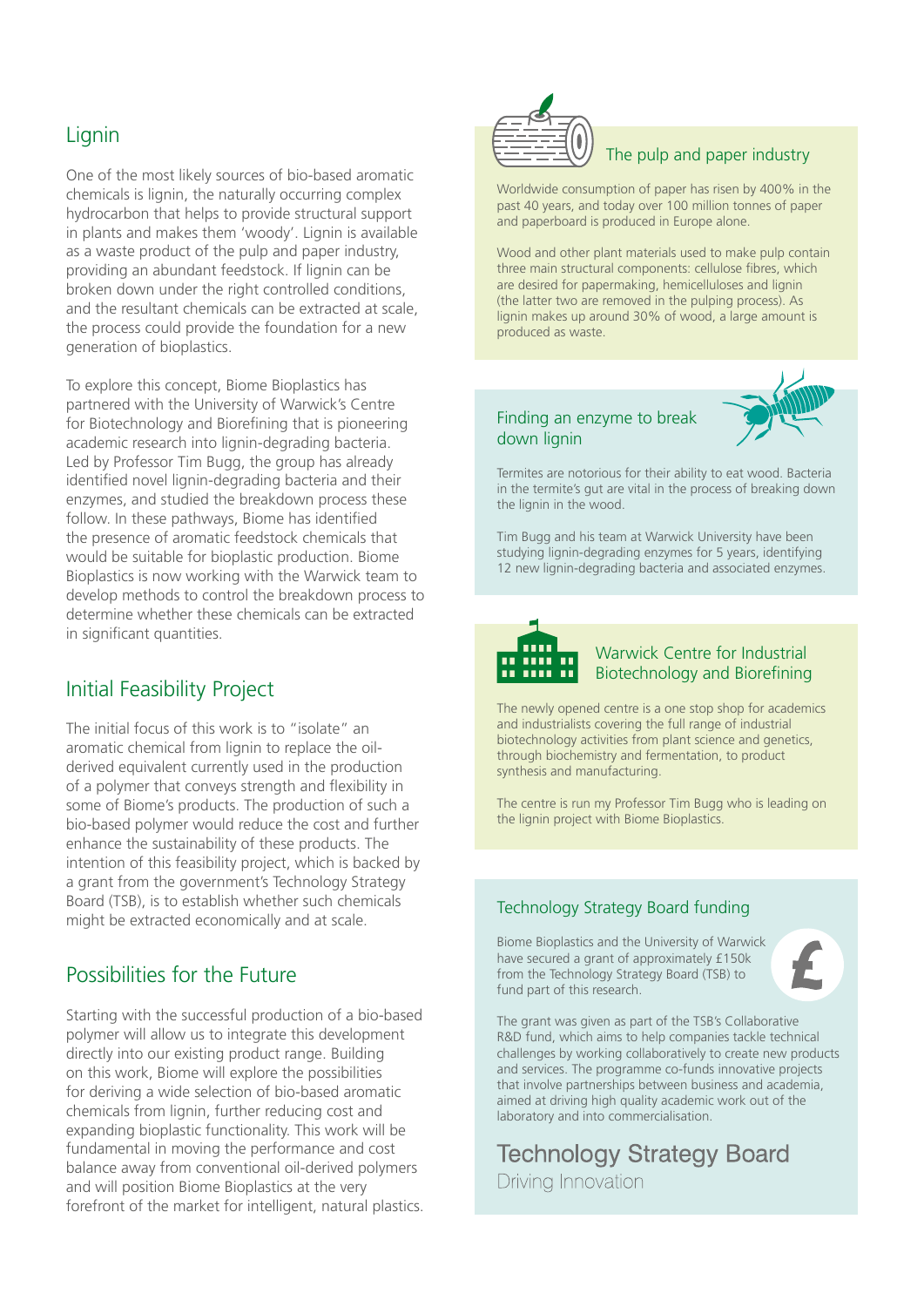## Lignin

One of the most likely sources of bio-based aromatic chemicals is lignin, the naturally occurring complex hydrocarbon that helps to provide structural support in plants and makes them 'woody'. Lignin is available as a waste product of the pulp and paper industry, providing an abundant feedstock. If lignin can be broken down under the right controlled conditions, and the resultant chemicals can be extracted at scale, the process could provide the foundation for a new generation of bioplastics.

To explore this concept, Biome Bioplastics has partnered with the University of Warwick's Centre for Biotechnology and Biorefining that is pioneering academic research into lignin-degrading bacteria. Led by Professor Tim Bugg, the group has already identified novel lignin-degrading bacteria and their enzymes, and studied the breakdown process these follow. In these pathways, Biome has identified the presence of aromatic feedstock chemicals that would be suitable for bioplastic production. Biome Bioplastics is now working with the Warwick team to develop methods to control the breakdown process to determine whether these chemicals can be extracted in significant quantities.

## Initial Feasibility Project

The initial focus of this work is to "isolate" an aromatic chemical from lignin to replace the oil-derived equivalent currently used in the production of a polymer that conveys strength and flexibility in some of Biome's products. The production of such a bio-based polymer would reduce the cost and further enhance the sustainability of these products. The intention of this feasibility project, which is backed by a grant from the government's Technology Strategy Board (TSB), is to establish whether such chemicals might be extracted economically and at scale.

## Possibilities for the Future

Starting with the successful production of a bio-based polymer will allow us to integrate this development directly into our existing product range. Building on this work, Biome will explore the possibilities for deriving a wide selection of bio-based aromatic chemicals from lignin, further reducing cost and expanding bioplastic functionality. This work will be fundamental in moving the performance and cost balance away from conventional oil-derived polymers and will position Biome Bioplastics at the very forefront of the market for intelligent, natural plastics.

### The pulp and paper industry

Worldwide consumption of paper has risen by 400% in the past 40 years, and today over 100 million tonnes of paper and paperboard is produced in Europe alone.

Wood and other plant materials used to make pulp contain three main structural components: cellulose fibres, which are desired for papermaking, hemicelluloses and lignin (the latter two are removed in the pulping process). As lignin makes up around 30% of wood, a large amount is produced as waste.

### Finding an enzyme to break down lignin

Termites are notorious for their ability to eat wood. Bacteria in the termite's gut are vital in the process of breaking down the lignin in the wood.

Tim Bugg and his team at Warwick University have been studying lignin-degrading enzymes for 5 years, identifying 12 new lignin-degrading bacteria and associated enzymes.

### Warwick Centre for Industrial Biotechnology and Biorefining

The newly opened centre is a one stop shop for academics and industrialists covering the full range of industrial biotechnology activities from plant science and genetics, through biochemistry and fermentation, to product synthesis and manufacturing.

The centre is run my Professor Tim Bugg who is leading on the lignin project with Biome Bioplastics.

### Technology Strategy Board funding

Biome Bioplastics and the University of Warwick have secured a grant of approximately £150k from the Technology Strategy Board (TSB) to fund part of this research.

The grant was given as part of the TSB's Collaborative R&D fund, which aims to help companies tackle technical challenges by working collaboratively to create new products and services. The programme co-funds innovative projects that involve partnerships between business and academia, aimed at driving high quality academic work out of the laboratory and into commercialisation.

Technology Strategy Board
Driving Innovation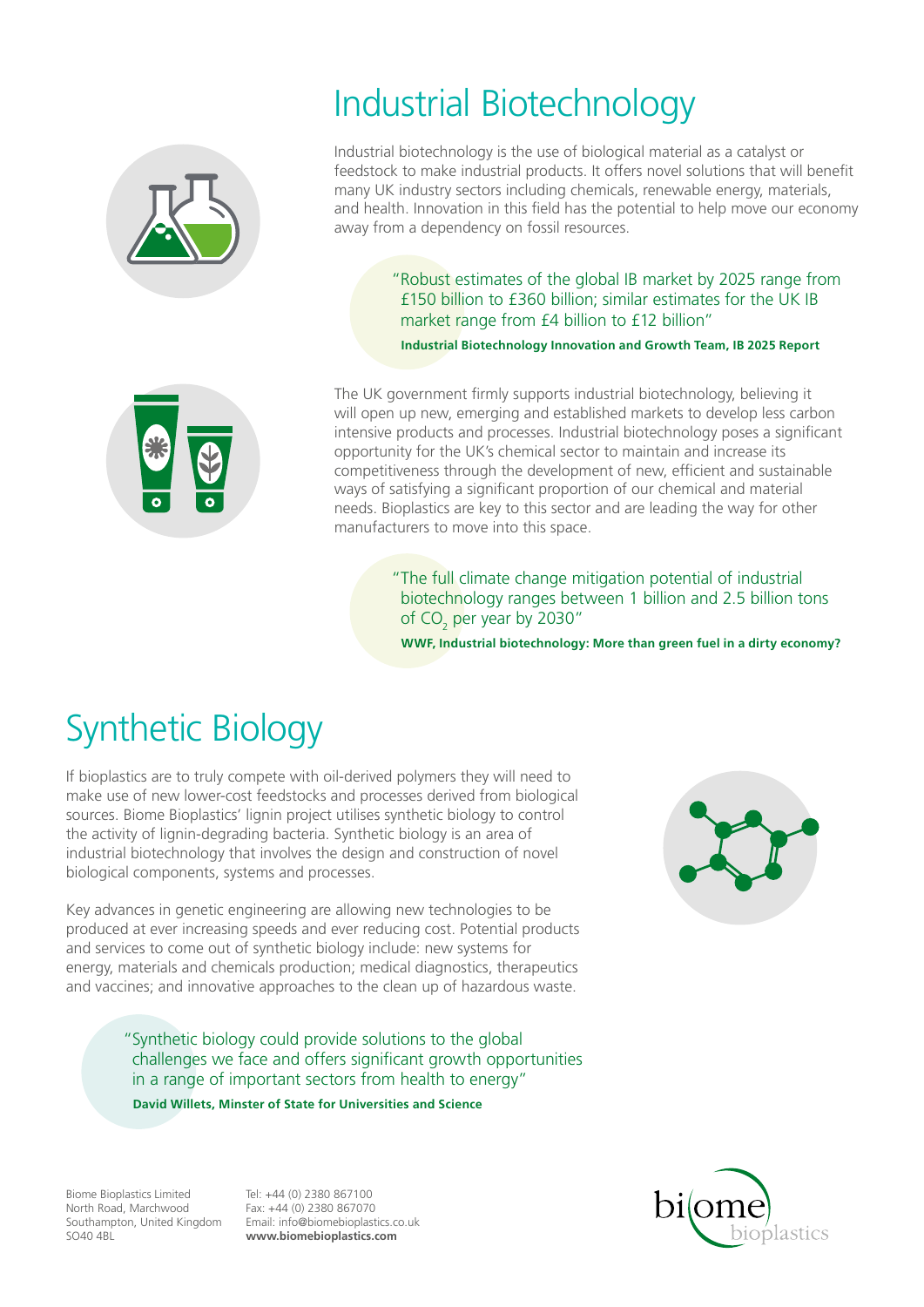# Industrial Biotechnology

Industrial biotechnology is the use of biological material as a catalyst or feedstock to make industrial products. It offers novel solutions that will benefit many UK industry sectors including chemicals, renewable energy, materials, and health. Innovation in this field has the potential to help move our economy away from a dependency on fossil resources.

> "Robust estimates of the global IB market by 2025 range from £150 billion to £360 billion; similar estimates for the UK IB market range from £4 billion to £12 billion"
>
> **Industrial Biotechnology Innovation and Growth Team, IB 2025 Report**

The UK government firmly supports industrial biotechnology, believing it will open up new, emerging and established markets to develop less carbon intensive products and processes. Industrial biotechnology poses a significant opportunity for the UK's chemical sector to maintain and increase its competitiveness through the development of new, efficient and sustainable ways of satisfying a significant proportion of our chemical and material needs. Bioplastics are key to this sector and are leading the way for other manufacturers to move into this space.

> "The full climate change mitigation potential of industrial biotechnology ranges between 1 billion and 2.5 billion tons of $CO_2$ per year by 2030"
>
> **WWF, Industrial biotechnology: More than green fuel in a dirty economy?**

# Synthetic Biology

If bioplastics are to truly compete with oil-derived polymers they will need to make use of new lower-cost feedstocks and processes derived from biological sources. Biome Bioplastics' lignin project utilises synthetic biology to control the activity of lignin-degrading bacteria. Synthetic biology is an area of industrial biotechnology that involves the design and construction of novel biological components, systems and processes.

Key advances in genetic engineering are allowing new technologies to be produced at ever increasing speeds and ever reducing cost. Potential products and services to come out of synthetic biology include: new systems for energy, materials and chemicals production; medical diagnostics, therapeutics and vaccines; and innovative approaches to the clean up of hazardous waste.

> "Synthetic biology could provide solutions to the global challenges we face and offers significant growth opportunities in a range of important sectors from health to energy"
>
> **David Willets, Minster of State for Universities and Science**

Biome Bioplastics Limited
North Road, Marchwood
Southampton, United Kingdom
SO40 4BL

Tel: +44 (0) 2380 867100
Fax: +44 (0) 2380 867070
Email: info@biomebioplastics.co.uk
**www.biomebioplastics.com**

biome bioplastics